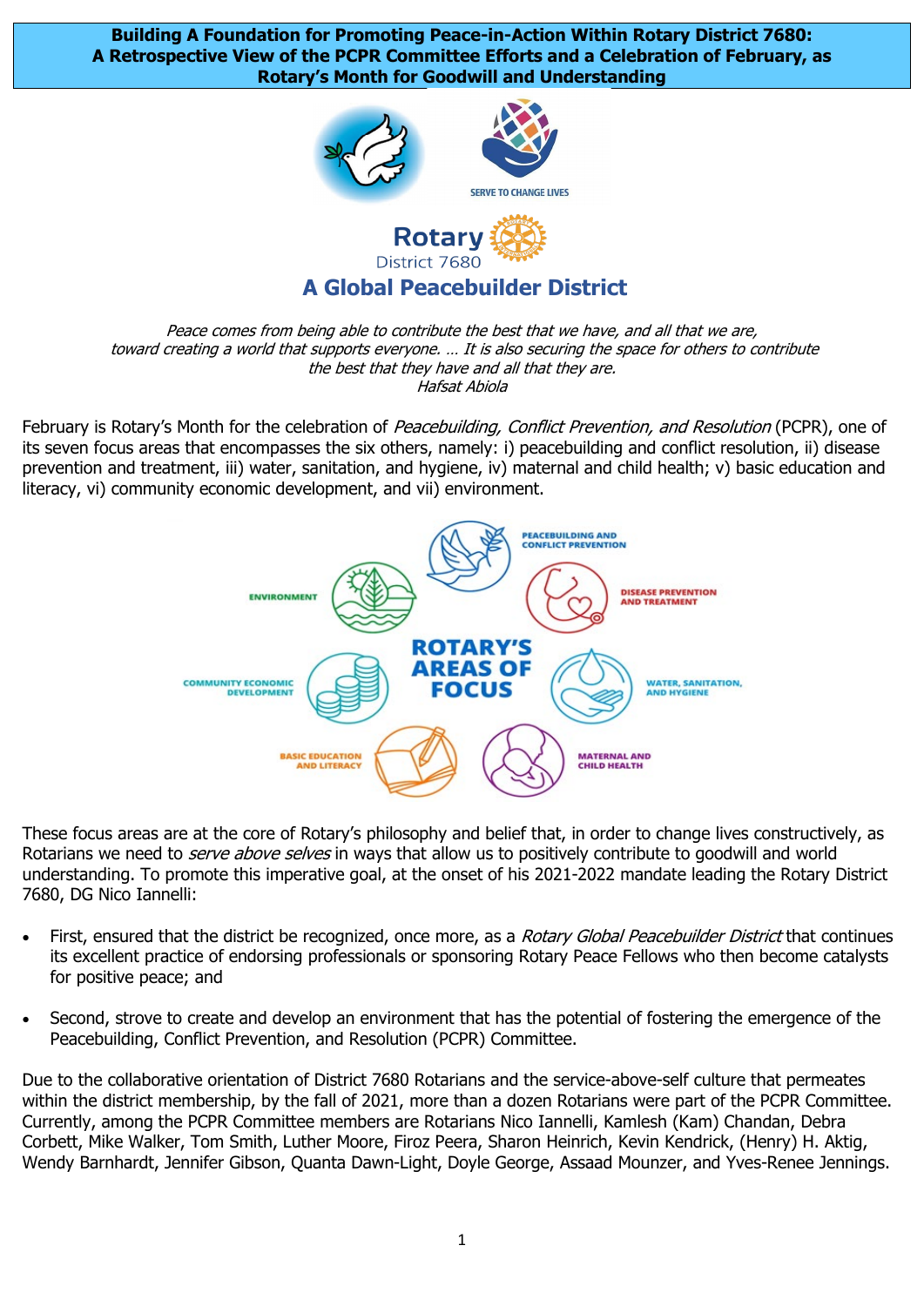# Building A Foundation for Promoting Peace-in-Action Within Rotary District 7680: A Retrospective View of the PCPR Committee Efforts and a Celebration of February, as Rotary's Month for Goodwill and Understanding

SERVE TO CHANGE LIVES

Rotary
District 7680

## A Global Peacebuilder District

*Peace comes from being able to contribute the best that we have, and all that we are, toward creating a world that supports everyone. … It is also securing the space for others to contribute the best that they have and all that they are.*
*Hafsat Abiola*

February is Rotary's Month for the celebration of *Peacebuilding, Conflict Prevention, and Resolution* (PCPR), one of its seven focus areas that encompasses the six others, namely: i) peacebuilding and conflict resolution, ii) disease prevention and treatment, iii) water, sanitation, and hygiene, iv) maternal and child health; v) basic education and literacy, vi) community economic development, and vii) environment.

ROTARY'S AREAS OF FOCUS: PEACEBUILDING AND CONFLICT PREVENTION; DISEASE PREVENTION AND TREATMENT; WATER, SANITATION, AND HYGIENE; MATERNAL AND CHILD HEALTH; BASIC EDUCATION AND LITERACY; COMMUNITY ECONOMIC DEVELOPMENT; ENVIRONMENT

These focus areas are at the core of Rotary's philosophy and belief that, in order to change lives constructively, as Rotarians we need to *serve above selves* in ways that allow us to positively contribute to goodwill and world understanding. To promote this imperative goal, at the onset of his 2021-2022 mandate leading the Rotary District 7680, DG Nico Iannelli:

- First, ensured that the district be recognized, once more, as a *Rotary Global Peacebuilder District* that continues its excellent practice of endorsing professionals or sponsoring Rotary Peace Fellows who then become catalysts for positive peace; and
- Second, strove to create and develop an environment that has the potential of fostering the emergence of the Peacebuilding, Conflict Prevention, and Resolution (PCPR) Committee.

Due to the collaborative orientation of District 7680 Rotarians and the service-above-self culture that permeates within the district membership, by the fall of 2021, more than a dozen Rotarians were part of the PCPR Committee. Currently, among the PCPR Committee members are Rotarians Nico Iannelli, Kamlesh (Kam) Chandan, Debra Corbett, Mike Walker, Tom Smith, Luther Moore, Firoz Peera, Sharon Heinrich, Kevin Kendrick, (Henry) H. Aktig, Wendy Barnhardt, Jennifer Gibson, Quanta Dawn-Light, Doyle George, Assaad Mounzer, and Yves-Renee Jennings.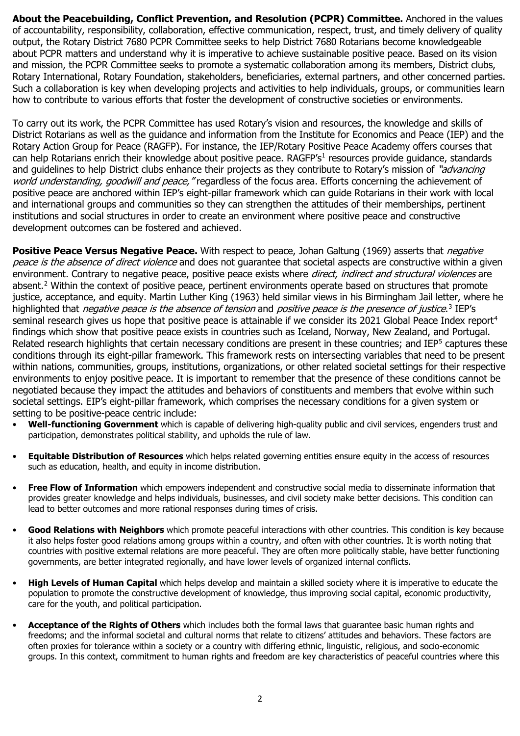**About the Peacebuilding, Conflict Prevention, and Resolution (PCPR) Committee.** Anchored in the values of accountability, responsibility, collaboration, effective communication, respect, trust, and timely delivery of quality output, the Rotary District 7680 PCPR Committee seeks to help District 7680 Rotarians become knowledgeable about PCPR matters and understand why it is imperative to achieve sustainable positive peace. Based on its vision and mission, the PCPR Committee seeks to promote a systematic collaboration among its members, District clubs, Rotary International, Rotary Foundation, stakeholders, beneficiaries, external partners, and other concerned parties. Such a collaboration is key when developing projects and activities to help individuals, groups, or communities learn how to contribute to various efforts that foster the development of constructive societies or environments.

To carry out its work, the PCPR Committee has used Rotary's vision and resources, the knowledge and skills of District Rotarians as well as the guidance and information from the Institute for Economics and Peace (IEP) and the Rotary Action Group for Peace (RAGFP). For instance, the IEP/Rotary Positive Peace Academy offers courses that can help Rotarians enrich their knowledge about positive peace. RAGFP's[1] resources provide guidance, standards and guidelines to help District clubs enhance their projects as they contribute to Rotary's mission of *"advancing world understanding, goodwill and peace,"* regardless of the focus area. Efforts concerning the achievement of positive peace are anchored within IEP's eight-pillar framework which can guide Rotarians in their work with local and international groups and communities so they can strengthen the attitudes of their memberships, pertinent institutions and social structures in order to create an environment where positive peace and constructive development outcomes can be fostered and achieved.

**Positive Peace Versus Negative Peace.** With respect to peace, Johan Galtung (1969) asserts that *negative peace is the absence of direct violence* and does not guarantee that societal aspects are constructive within a given environment. Contrary to negative peace, positive peace exists where *direct, indirect and structural violences* are absent.[2] Within the context of positive peace, pertinent environments operate based on structures that promote justice, acceptance, and equity. Martin Luther King (1963) held similar views in his Birmingham Jail letter, where he highlighted that *negative peace is the absence of tension* and *positive peace is the presence of justice*.[3] IEP's seminal research gives us hope that positive peace is attainable if we consider its 2021 Global Peace Index report[4] findings which show that positive peace exists in countries such as Iceland, Norway, New Zealand, and Portugal. Related research highlights that certain necessary conditions are present in these countries; and IEP[5] captures these conditions through its eight-pillar framework. This framework rests on intersecting variables that need to be present within nations, communities, groups, institutions, organizations, or other related societal settings for their respective environments to enjoy positive peace. It is important to remember that the presence of these conditions cannot be negotiated because they impact the attitudes and behaviors of constituents and members that evolve within such societal settings. EIP's eight-pillar framework, which comprises the necessary conditions for a given system or setting to be positive-peace centric include:

- **Well-functioning Government** which is capable of delivering high-quality public and civil services, engenders trust and participation, demonstrates political stability, and upholds the rule of law.
- **Equitable Distribution of Resources** which helps related governing entities ensure equity in the access of resources such as education, health, and equity in income distribution.
- **Free Flow of Information** which empowers independent and constructive social media to disseminate information that provides greater knowledge and helps individuals, businesses, and civil society make better decisions. This condition can lead to better outcomes and more rational responses during times of crisis.
- **Good Relations with Neighbors** which promote peaceful interactions with other countries. This condition is key because it also helps foster good relations among groups within a country, and often with other countries. It is worth noting that countries with positive external relations are more peaceful. They are often more politically stable, have better functioning governments, are better integrated regionally, and have lower levels of organized internal conflicts.
- **High Levels of Human Capital** which helps develop and maintain a skilled society where it is imperative to educate the population to promote the constructive development of knowledge, thus improving social capital, economic productivity, care for the youth, and political participation.
- **Acceptance of the Rights of Others** which includes both the formal laws that guarantee basic human rights and freedoms; and the informal societal and cultural norms that relate to citizens' attitudes and behaviors. These factors are often proxies for tolerance within a society or a country with differing ethnic, linguistic, religious, and socio-economic groups. In this context, commitment to human rights and freedom are key characteristics of peaceful countries where this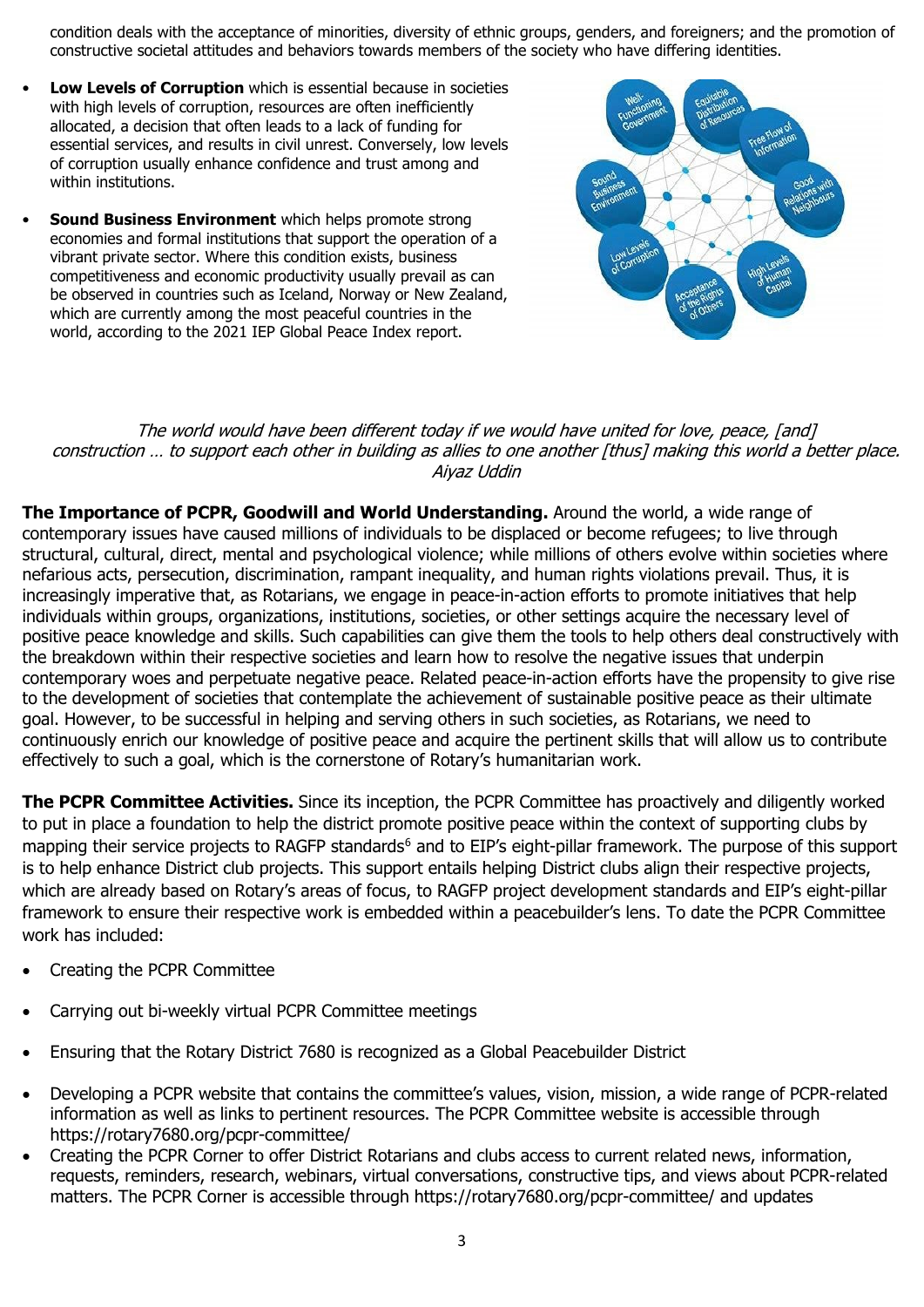condition deals with the acceptance of minorities, diversity of ethnic groups, genders, and foreigners; and the promotion of constructive societal attitudes and behaviors towards members of the society who have differing identities.

- **Low Levels of Corruption** which is essential because in societies with high levels of corruption, resources are often inefficiently allocated, a decision that often leads to a lack of funding for essential services, and results in civil unrest. Conversely, low levels of corruption usually enhance confidence and trust among and within institutions.
- **Sound Business Environment** which helps promote strong economies and formal institutions that support the operation of a vibrant private sector. Where this condition exists, business competitiveness and economic productivity usually prevail as can be observed in countries such as Iceland, Norway or New Zealand, which are currently among the most peaceful countries in the world, according to the 2021 IEP Global Peace Index report.

*The world would have been different today if we would have united for love, peace, [and] construction … to support each other in building as allies to one another [thus] making this world a better place.*
*Aiyaz Uddin*

**The Importance of PCPR, Goodwill and World Understanding.** Around the world, a wide range of contemporary issues have caused millions of individuals to be displaced or become refugees; to live through structural, cultural, direct, mental and psychological violence; while millions of others evolve within societies where nefarious acts, persecution, discrimination, rampant inequality, and human rights violations prevail. Thus, it is increasingly imperative that, as Rotarians, we engage in peace-in-action efforts to promote initiatives that help individuals within groups, organizations, institutions, societies, or other settings acquire the necessary level of positive peace knowledge and skills. Such capabilities can give them the tools to help others deal constructively with the breakdown within their respective societies and learn how to resolve the negative issues that underpin contemporary woes and perpetuate negative peace. Related peace-in-action efforts have the propensity to give rise to the development of societies that contemplate the achievement of sustainable positive peace as their ultimate goal. However, to be successful in helping and serving others in such societies, as Rotarians, we need to continuously enrich our knowledge of positive peace and acquire the pertinent skills that will allow us to contribute effectively to such a goal, which is the cornerstone of Rotary's humanitarian work.

**The PCPR Committee Activities.** Since its inception, the PCPR Committee has proactively and diligently worked to put in place a foundation to help the district promote positive peace within the context of supporting clubs by mapping their service projects to RAGFP standards[6] and to EIP's eight-pillar framework. The purpose of this support is to help enhance District club projects. This support entails helping District clubs align their respective projects, which are already based on Rotary's areas of focus, to RAGFP project development standards and EIP's eight-pillar framework to ensure their respective work is embedded within a peacebuilder's lens. To date the PCPR Committee work has included:

- Creating the PCPR Committee
- Carrying out bi-weekly virtual PCPR Committee meetings
- Ensuring that the Rotary District 7680 is recognized as a Global Peacebuilder District
- Developing a PCPR website that contains the committee's values, vision, mission, a wide range of PCPR-related information as well as links to pertinent resources. The PCPR Committee website is accessible through https://rotary7680.org/pcpr-committee/
- Creating the PCPR Corner to offer District Rotarians and clubs access to current related news, information, requests, reminders, research, webinars, virtual conversations, constructive tips, and views about PCPR-related matters. The PCPR Corner is accessible through https://rotary7680.org/pcpr-committee/ and updates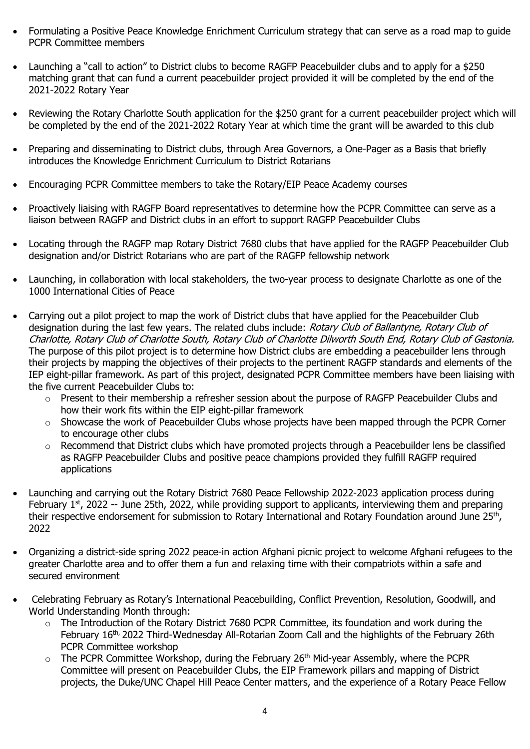- Formulating a Positive Peace Knowledge Enrichment Curriculum strategy that can serve as a road map to guide PCPR Committee members

- Launching a "call to action" to District clubs to become RAGFP Peacebuilder clubs and to apply for a $250 matching grant that can fund a current peacebuilder project provided it will be completed by the end of the 2021-2022 Rotary Year

- Reviewing the Rotary Charlotte South application for the $250 grant for a current peacebuilder project which will be completed by the end of the 2021-2022 Rotary Year at which time the grant will be awarded to this club

- Preparing and disseminating to District clubs, through Area Governors, a One-Pager as a Basis that briefly introduces the Knowledge Enrichment Curriculum to District Rotarians

- Encouraging PCPR Committee members to take the Rotary/EIP Peace Academy courses

- Proactively liaising with RAGFP Board representatives to determine how the PCPR Committee can serve as a liaison between RAGFP and District clubs in an effort to support RAGFP Peacebuilder Clubs

- Locating through the RAGFP map Rotary District 7680 clubs that have applied for the RAGFP Peacebuilder Club designation and/or District Rotarians who are part of the RAGFP fellowship network

- Launching, in collaboration with local stakeholders, the two-year process to designate Charlotte as one of the 1000 International Cities of Peace

- Carrying out a pilot project to map the work of District clubs that have applied for the Peacebuilder Club designation during the last few years. The related clubs include: *Rotary Club of Ballantyne, Rotary Club of Charlotte, Rotary Club of Charlotte South, Rotary Club of Charlotte Dilworth South End, Rotary Club of Gastonia.* The purpose of this pilot project is to determine how District clubs are embedding a peacebuilder lens through their projects by mapping the objectives of their projects to the pertinent RAGFP standards and elements of the IEP eight-pillar framework. As part of this project, designated PCPR Committee members have been liaising with the five current Peacebuilder Clubs to:
  - Present to their membership a refresher session about the purpose of RAGFP Peacebuilder Clubs and how their work fits within the EIP eight-pillar framework
  - Showcase the work of Peacebuilder Clubs whose projects have been mapped through the PCPR Corner to encourage other clubs
  - Recommend that District clubs which have promoted projects through a Peacebuilder lens be classified as RAGFP Peacebuilder Clubs and positive peace champions provided they fulfill RAGFP required applications

- Launching and carrying out the Rotary District 7680 Peace Fellowship 2022-2023 application process during February 1st, 2022 -- June 25th, 2022, while providing support to applicants, interviewing them and preparing their respective endorsement for submission to Rotary International and Rotary Foundation around June 25th, 2022

- Organizing a district-side spring 2022 peace-in action Afghani picnic project to welcome Afghani refugees to the greater Charlotte area and to offer them a fun and relaxing time with their compatriots within a safe and secured environment

- Celebrating February as Rotary's International Peacebuilding, Conflict Prevention, Resolution, Goodwill, and World Understanding Month through:
  - The Introduction of the Rotary District 7680 PCPR Committee, its foundation and work during the February 16th, 2022 Third-Wednesday All-Rotarian Zoom Call and the highlights of the February 26th PCPR Committee workshop
  - The PCPR Committee Workshop, during the February 26th Mid-year Assembly, where the PCPR Committee will present on Peacebuilder Clubs, the EIP Framework pillars and mapping of District projects, the Duke/UNC Chapel Hill Peace Center matters, and the experience of a Rotary Peace Fellow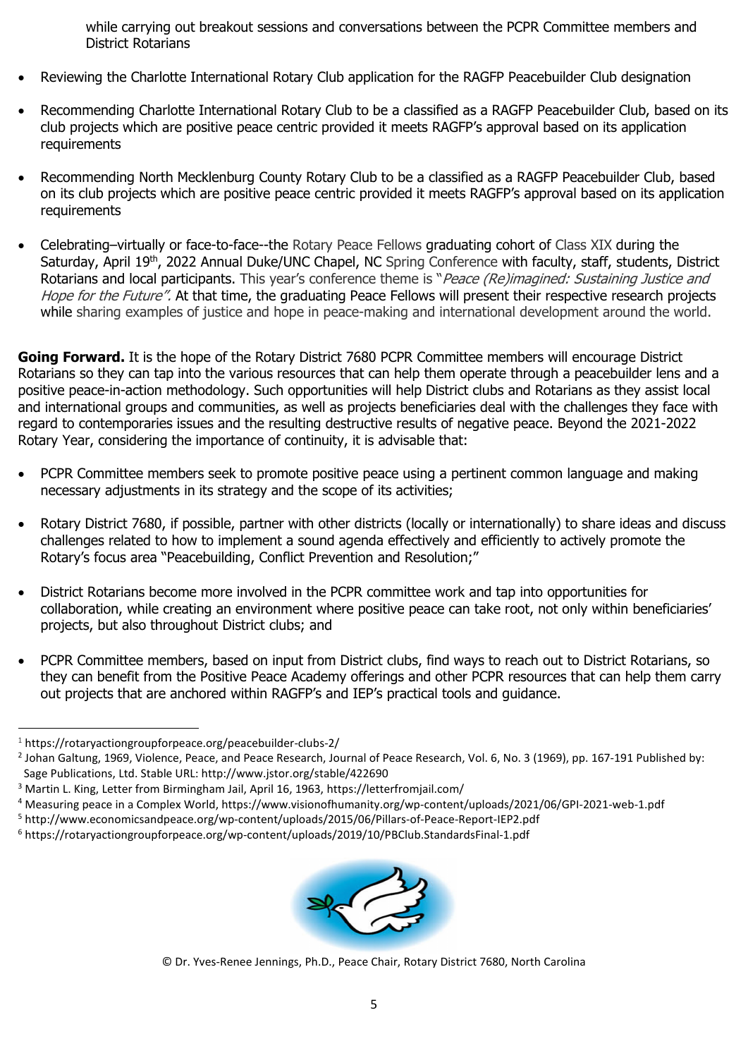while carrying out breakout sessions and conversations between the PCPR Committee members and District Rotarians

- Reviewing the Charlotte International Rotary Club application for the RAGFP Peacebuilder Club designation
- Recommending Charlotte International Rotary Club to be a classified as a RAGFP Peacebuilder Club, based on its club projects which are positive peace centric provided it meets RAGFP's approval based on its application requirements
- Recommending North Mecklenburg County Rotary Club to be a classified as a RAGFP Peacebuilder Club, based on its club projects which are positive peace centric provided it meets RAGFP's approval based on its application requirements
- Celebrating–virtually or face-to-face--the Rotary Peace Fellows graduating cohort of Class XIX during the Saturday, April 19th, 2022 Annual Duke/UNC Chapel, NC Spring Conference with faculty, staff, students, District Rotarians and local participants. This year's conference theme is "*Peace (Re)imagined: Sustaining Justice and Hope for the Future".* At that time, the graduating Peace Fellows will present their respective research projects while sharing examples of justice and hope in peace-making and international development around the world.

**Going Forward.** It is the hope of the Rotary District 7680 PCPR Committee members will encourage District Rotarians so they can tap into the various resources that can help them operate through a peacebuilder lens and a positive peace-in-action methodology. Such opportunities will help District clubs and Rotarians as they assist local and international groups and communities, as well as projects beneficiaries deal with the challenges they face with regard to contemporaries issues and the resulting destructive results of negative peace. Beyond the 2021-2022 Rotary Year, considering the importance of continuity, it is advisable that:

- PCPR Committee members seek to promote positive peace using a pertinent common language and making necessary adjustments in its strategy and the scope of its activities;
- Rotary District 7680, if possible, partner with other districts (locally or internationally) to share ideas and discuss challenges related to how to implement a sound agenda effectively and efficiently to actively promote the Rotary's focus area "Peacebuilding, Conflict Prevention and Resolution;"
- District Rotarians become more involved in the PCPR committee work and tap into opportunities for collaboration, while creating an environment where positive peace can take root, not only within beneficiaries' projects, but also throughout District clubs; and
- PCPR Committee members, based on input from District clubs, find ways to reach out to District Rotarians, so they can benefit from the Positive Peace Academy offerings and other PCPR resources that can help them carry out projects that are anchored within RAGFP's and IEP's practical tools and guidance.

---

[1] https://rotaryactiongroupforpeace.org/peacebuilder-clubs-2/

[2] Johan Galtung, 1969, Violence, Peace, and Peace Research, Journal of Peace Research, Vol. 6, No. 3 (1969), pp. 167-191 Published by: Sage Publications, Ltd. Stable URL: http://www.jstor.org/stable/422690

[3] Martin L. King, Letter from Birmingham Jail, April 16, 1963, https://letterfromjail.com/

[4] Measuring peace in a Complex World, https://www.visionofhumanity.org/wp-content/uploads/2021/06/GPI-2021-web-1.pdf

[5] http://www.economicsandpeace.org/wp-content/uploads/2015/06/Pillars-of-Peace-Report-IEP2.pdf

[6] https://rotaryactiongroupforpeace.org/wp-content/uploads/2019/10/PBClub.StandardsFinal-1.pdf

© Dr. Yves-Renee Jennings, Ph.D., Peace Chair, Rotary District 7680, North Carolina